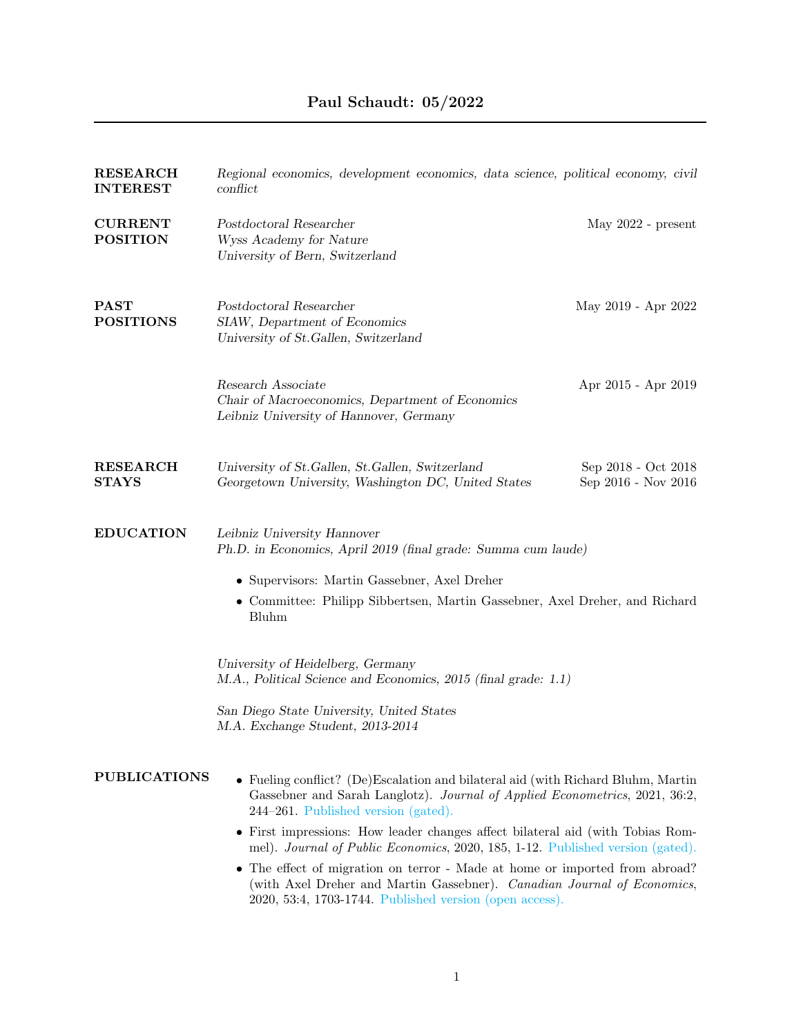# Paul Schaudt: 05/2022

---

## RESEARCH INTEREST

*Regional economics, development economics, data science, political economy, civil conflict*

## CURRENT POSITION

*Postdoctoral Researcher* — May 2022 - present
*Wyss Academy for Nature*
*University of Bern, Switzerland*

## PAST POSITIONS

*Postdoctoral Researcher* — May 2019 - Apr 2022
*SIAW, Department of Economics*
*University of St.Gallen, Switzerland*

*Research Associate* — Apr 2015 - Apr 2019
*Chair of Macroeconomics, Department of Economics*
*Leibniz University of Hannover, Germany*

## RESEARCH STAYS

*University of St.Gallen, St.Gallen, Switzerland* — Sep 2018 - Oct 2018
*Georgetown University, Washington DC, United States* — Sep 2016 - Nov 2016

## EDUCATION

*Leibniz University Hannover*
*Ph.D. in Economics, April 2019 (final grade: Summa cum laude)*

- Supervisors: Martin Gassebner, Axel Dreher
- Committee: Philipp Sibbertsen, Martin Gassebner, Axel Dreher, and Richard Bluhm

*University of Heidelberg, Germany*
*M.A., Political Science and Economics, 2015 (final grade: 1.1)*

*San Diego State University, United States*
*M.A. Exchange Student, 2013-2014*

## PUBLICATIONS

- Fueling conflict? (De)Escalation and bilateral aid (with Richard Bluhm, Martin Gassebner and Sarah Langlotz). *Journal of Applied Econometrics*, 2021, 36:2, 244–261. Published version (gated).
- First impressions: How leader changes affect bilateral aid (with Tobias Rommel). *Journal of Public Economics*, 2020, 185, 1-12. Published version (gated).
- The effect of migration on terror - Made at home or imported from abroad? (with Axel Dreher and Martin Gassebner). *Canadian Journal of Economics*, 2020, 53:4, 1703-1744. Published version (open access).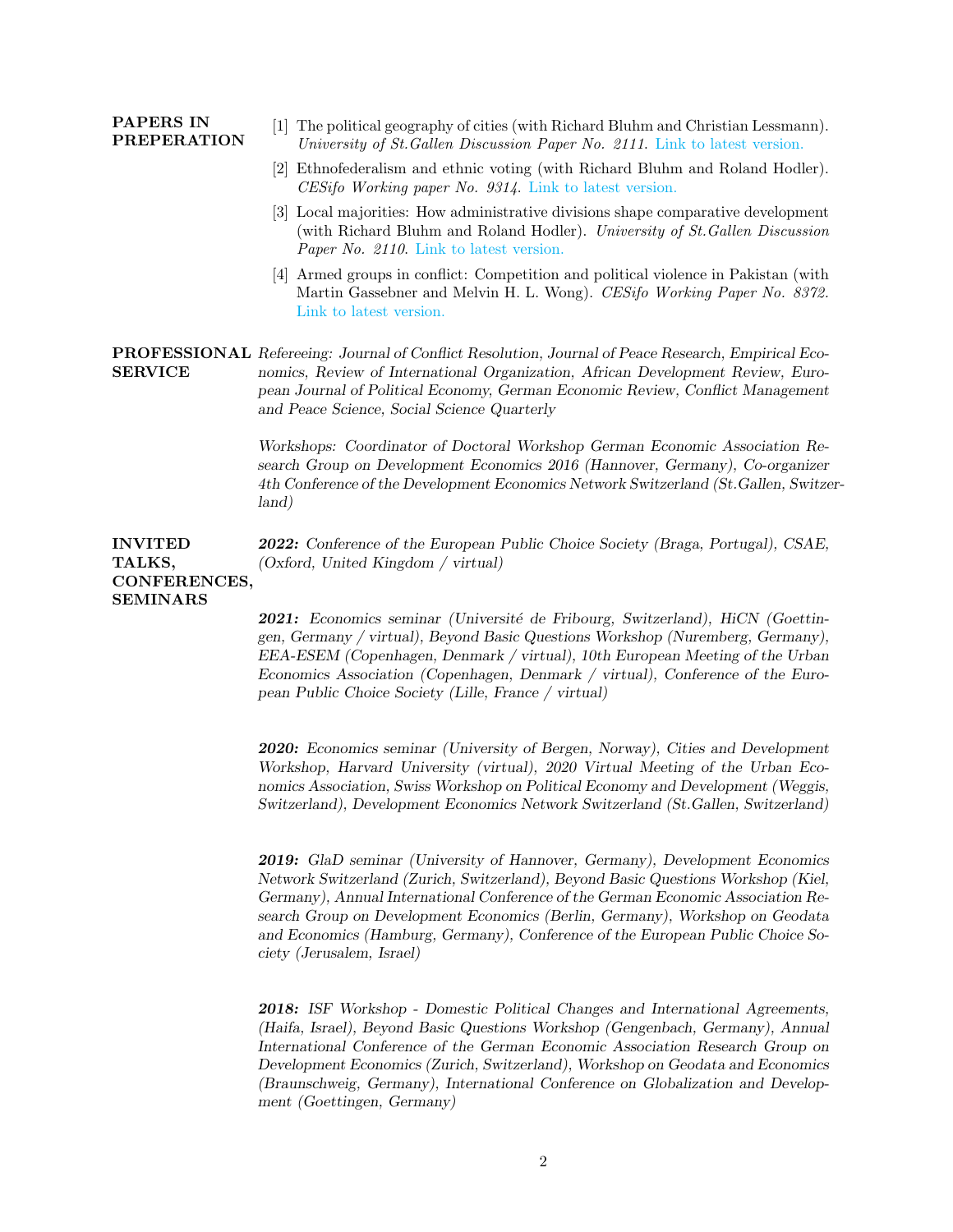## PAPERS IN PREPERATION

[1] The political geography of cities (with Richard Bluhm and Christian Lessmann). *University of St.Gallen Discussion Paper No. 2111.* Link to latest version.

[2] Ethnofederalism and ethnic voting (with Richard Bluhm and Roland Hodler). *CESifo Working paper No. 9314.* Link to latest version.

[3] Local majorities: How administrative divisions shape comparative development (with Richard Bluhm and Roland Hodler). *University of St.Gallen Discussion Paper No. 2110.* Link to latest version.

[4] Armed groups in conflict: Competition and political violence in Pakistan (with Martin Gassebner and Melvin H. L. Wong). *CESifo Working Paper No. 8372.* Link to latest version.

## PROFESSIONAL SERVICE

*Refereeing: Journal of Conflict Resolution, Journal of Peace Research, Empirical Economics, Review of International Organization, African Development Review, European Journal of Political Economy, German Economic Review, Conflict Management and Peace Science, Social Science Quarterly*

*Workshops: Coordinator of Doctoral Workshop German Economic Association Research Group on Development Economics 2016 (Hannover, Germany), Co-organizer 4th Conference of the Development Economics Network Switzerland (St.Gallen, Switzerland)*

## INVITED TALKS, CONFERENCES, SEMINARS

***2022:*** *Conference of the European Public Choice Society (Braga, Portugal), CSAE, (Oxford, United Kingdom / virtual)*

***2021:*** *Economics seminar (Université de Fribourg, Switzerland), HiCN (Goettingen, Germany / virtual), Beyond Basic Questions Workshop (Nuremberg, Germany), EEA-ESEM (Copenhagen, Denmark / virtual), 10th European Meeting of the Urban Economics Association (Copenhagen, Denmark / virtual), Conference of the European Public Choice Society (Lille, France / virtual)*

***2020:*** *Economics seminar (University of Bergen, Norway), Cities and Development Workshop, Harvard University (virtual), 2020 Virtual Meeting of the Urban Economics Association, Swiss Workshop on Political Economy and Development (Weggis, Switzerland), Development Economics Network Switzerland (St.Gallen, Switzerland)*

***2019:*** *GlaD seminar (University of Hannover, Germany), Development Economics Network Switzerland (Zurich, Switzerland), Beyond Basic Questions Workshop (Kiel, Germany), Annual International Conference of the German Economic Association Research Group on Development Economics (Berlin, Germany), Workshop on Geodata and Economics (Hamburg, Germany), Conference of the European Public Choice Society (Jerusalem, Israel)*

***2018:*** *ISF Workshop - Domestic Political Changes and International Agreements, (Haifa, Israel), Beyond Basic Questions Workshop (Gengenbach, Germany), Annual International Conference of the German Economic Association Research Group on Development Economics (Zurich, Switzerland), Workshop on Geodata and Economics (Braunschweig, Germany), International Conference on Globalization and Development (Goettingen, Germany)*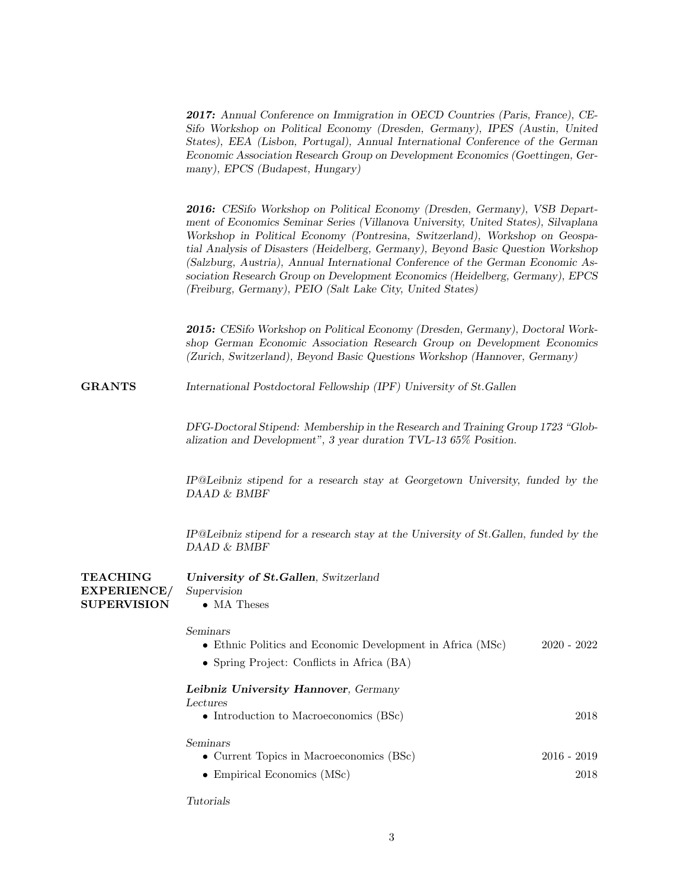***2017:*** *Annual Conference on Immigration in OECD Countries (Paris, France), CESifo Workshop on Political Economy (Dresden, Germany), IPES (Austin, United States), EEA (Lisbon, Portugal), Annual International Conference of the German Economic Association Research Group on Development Economics (Goettingen, Germany), EPCS (Budapest, Hungary)*

***2016:*** *CESifo Workshop on Political Economy (Dresden, Germany), VSB Department of Economics Seminar Series (Villanova University, United States), Silvaplana Workshop in Political Economy (Pontresina, Switzerland), Workshop on Geospatial Analysis of Disasters (Heidelberg, Germany), Beyond Basic Question Workshop (Salzburg, Austria), Annual International Conference of the German Economic Association Research Group on Development Economics (Heidelberg, Germany), EPCS (Freiburg, Germany), PEIO (Salt Lake City, United States)*

***2015:*** *CESifo Workshop on Political Economy (Dresden, Germany), Doctoral Workshop German Economic Association Research Group on Development Economics (Zurich, Switzerland), Beyond Basic Questions Workshop (Hannover, Germany)*

## GRANTS

*International Postdoctoral Fellowship (IPF) University of St.Gallen*

*DFG-Doctoral Stipend: Membership in the Research and Training Group 1723 "Globalization and Development", 3 year duration TVL-13 65% Position.*

*IP@Leibniz stipend for a research stay at Georgetown University, funded by the DAAD & BMBF*

*IP@Leibniz stipend for a research stay at the University of St.Gallen, funded by the DAAD & BMBF*

## TEACHING EXPERIENCE/ SUPERVISION

***University of St.Gallen***, *Switzerland*

*Supervision*

- MA Theses

*Seminars*

- Ethnic Politics and Economic Development in Africa (MSc) — 2020 - 2022
- Spring Project: Conflicts in Africa (BA)

***Leibniz University Hannover***, *Germany*

*Lectures*

- Introduction to Macroeconomics (BSc) — 2018

*Seminars*

- Current Topics in Macroeconomics (BSc) — 2016 - 2019
- Empirical Economics (MSc) — 2018

*Tutorials*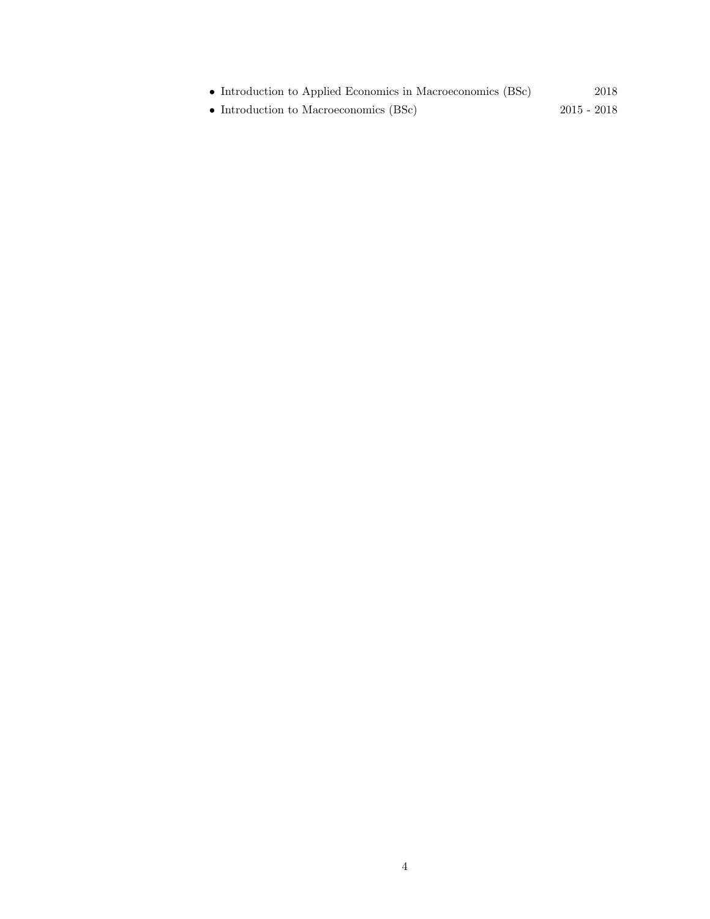- Introduction to Applied Economics in Macroeconomics (BSc) 2018
- Introduction to Macroeconomics (BSc) 2015 - 2018